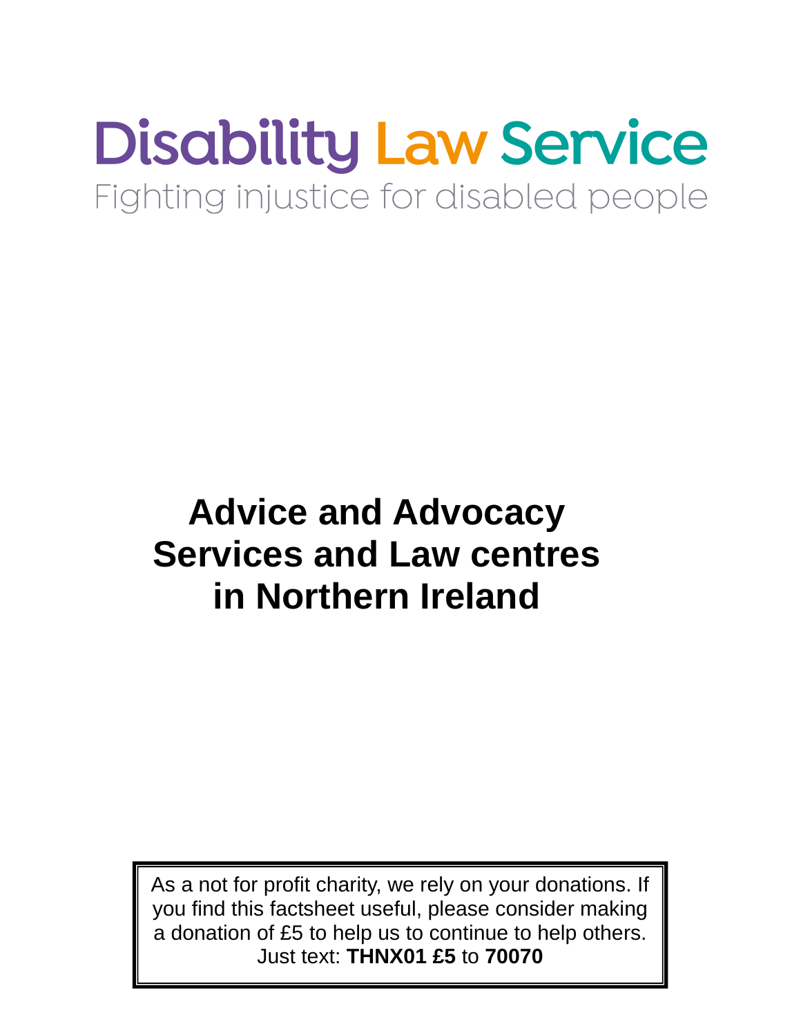Disability Law Service

Fighting injustice for disabled people

# Advice and Advocacy Services and Law centres in Northern Ireland

As a not for profit charity, we rely on your donations. If you find this factsheet useful, please consider making a donation of £5 to help us to continue to help others. Just text: **THNX01 £5** to **70070**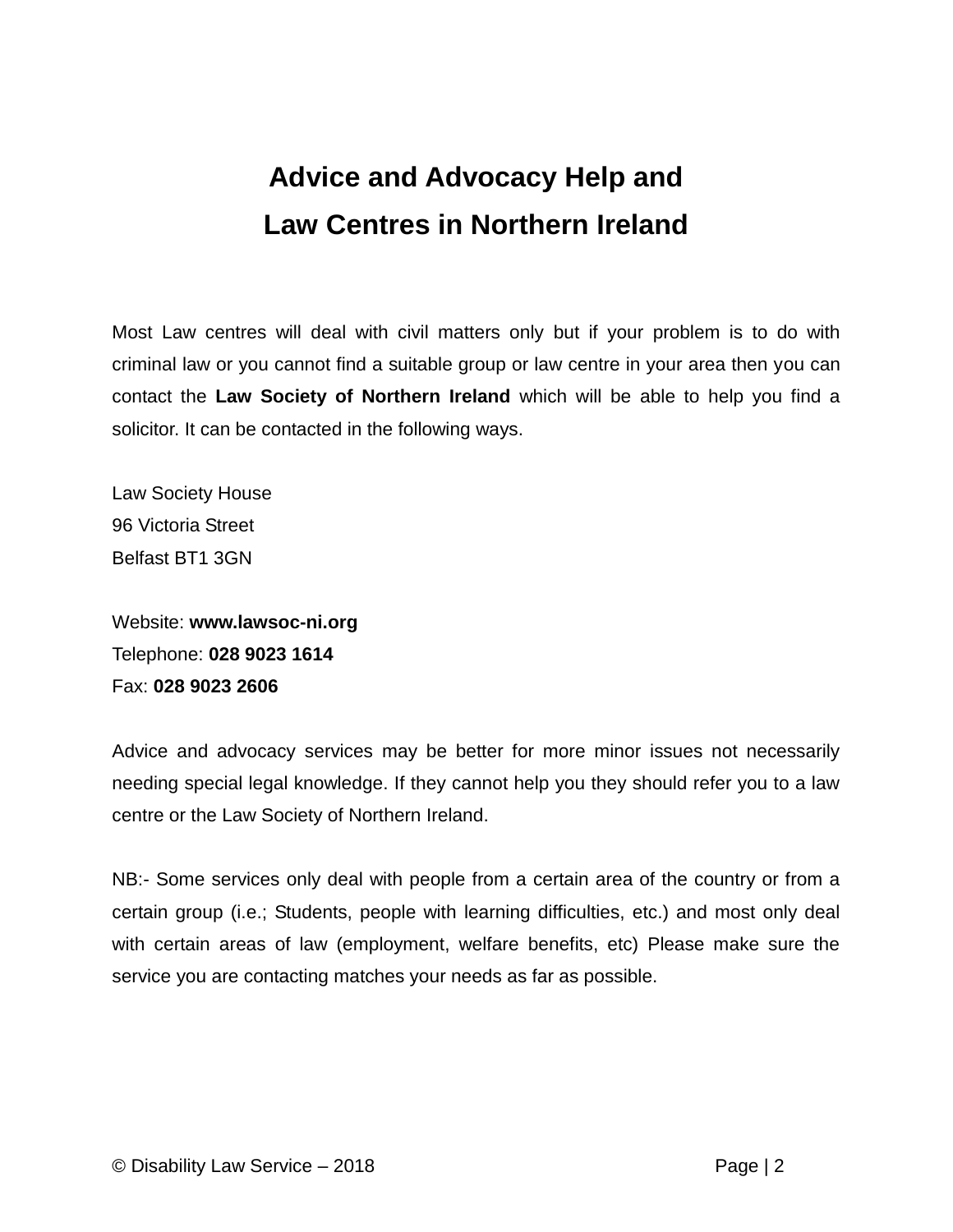# Advice and Advocacy Help and Law Centres in Northern Ireland

Most Law centres will deal with civil matters only but if your problem is to do with criminal law or you cannot find a suitable group or law centre in your area then you can contact the **Law Society of Northern Ireland** which will be able to help you find a solicitor. It can be contacted in the following ways.

Law Society House
96 Victoria Street
Belfast BT1 3GN

Website: **www.lawsoc-ni.org**
Telephone: **028 9023 1614**
Fax: **028 9023 2606**

Advice and advocacy services may be better for more minor issues not necessarily needing special legal knowledge. If they cannot help you they should refer you to a law centre or the Law Society of Northern Ireland.

NB:- Some services only deal with people from a certain area of the country or from a certain group (i.e.; Students, people with learning difficulties, etc.) and most only deal with certain areas of law (employment, welfare benefits, etc) Please make sure the service you are contacting matches your needs as far as possible.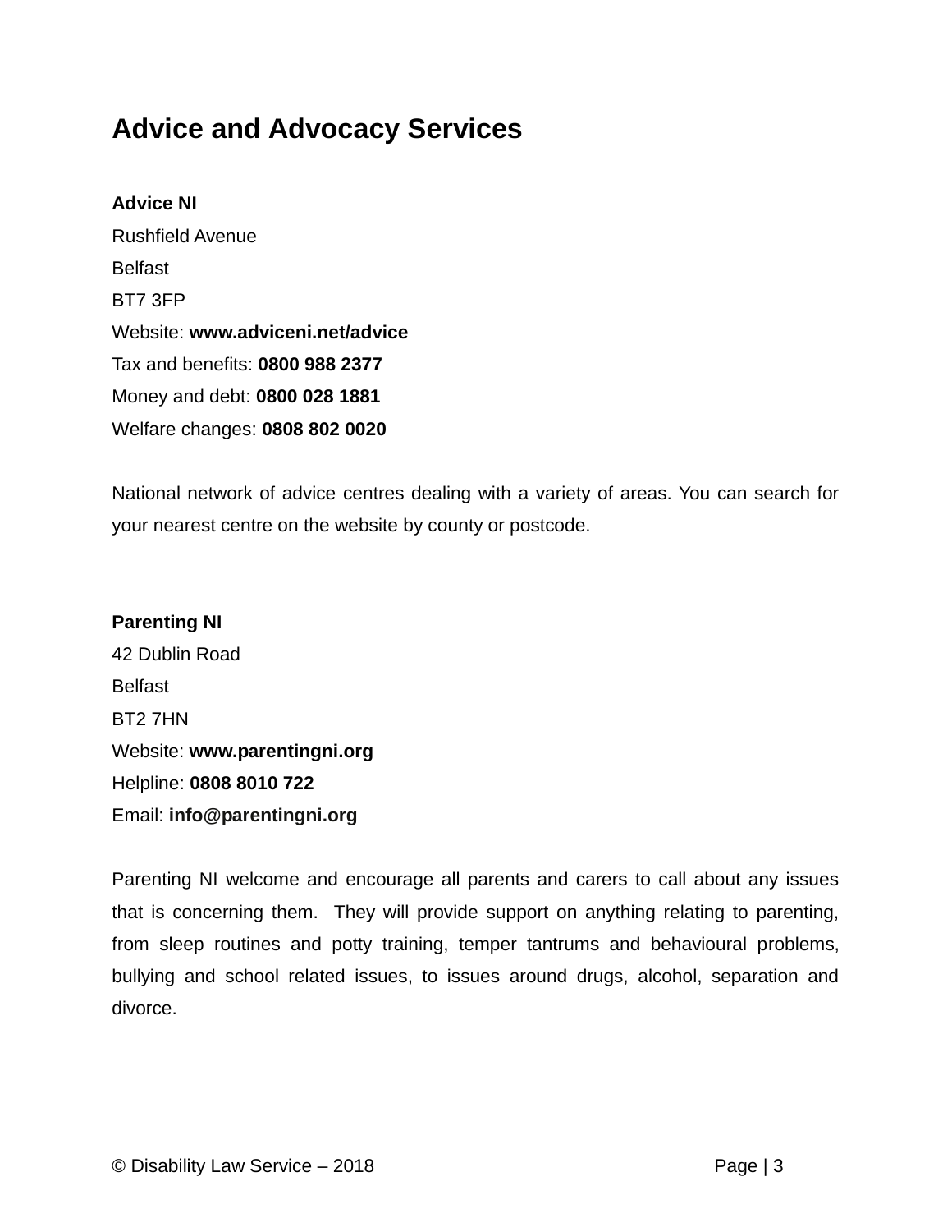# Advice and Advocacy Services

**Advice NI**
Rushfield Avenue
Belfast
BT7 3FP
Website: **www.adviceni.net/advice**
Tax and benefits: **0800 988 2377**
Money and debt: **0800 028 1881**
Welfare changes: **0808 802 0020**

National network of advice centres dealing with a variety of areas. You can search for your nearest centre on the website by county or postcode.

**Parenting NI**
42 Dublin Road
Belfast
BT2 7HN
Website: **www.parentingni.org**
Helpline: **0808 8010 722**
Email: **info@parentingni.org**

Parenting NI welcome and encourage all parents and carers to call about any issues that is concerning them. They will provide support on anything relating to parenting, from sleep routines and potty training, temper tantrums and behavioural problems, bullying and school related issues, to issues around drugs, alcohol, separation and divorce.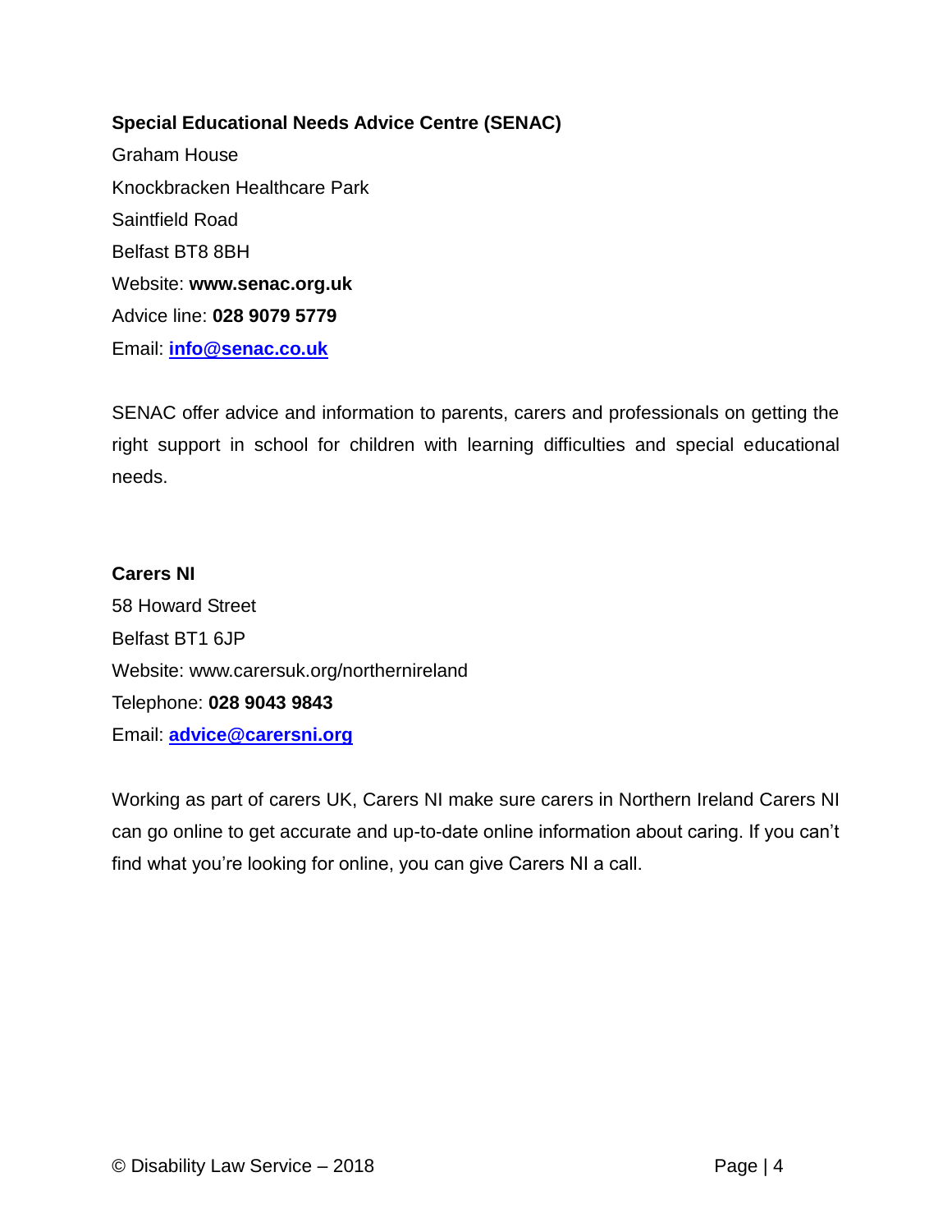**Special Educational Needs Advice Centre (SENAC)**
Graham House
Knockbracken Healthcare Park
Saintfield Road
Belfast BT8 8BH
Website: **www.senac.org.uk**
Advice line: **028 9079 5779**
Email: **info@senac.co.uk**

SENAC offer advice and information to parents, carers and professionals on getting the right support in school for children with learning difficulties and special educational needs.

**Carers NI**
58 Howard Street
Belfast BT1 6JP
Website: www.carersuk.org/northernireland
Telephone: **028 9043 9843**
Email: **advice@carersni.org**

Working as part of carers UK, Carers NI make sure carers in Northern Ireland Carers NI can go online to get accurate and up-to-date online information about caring. If you can't find what you're looking for online, you can give Carers NI a call.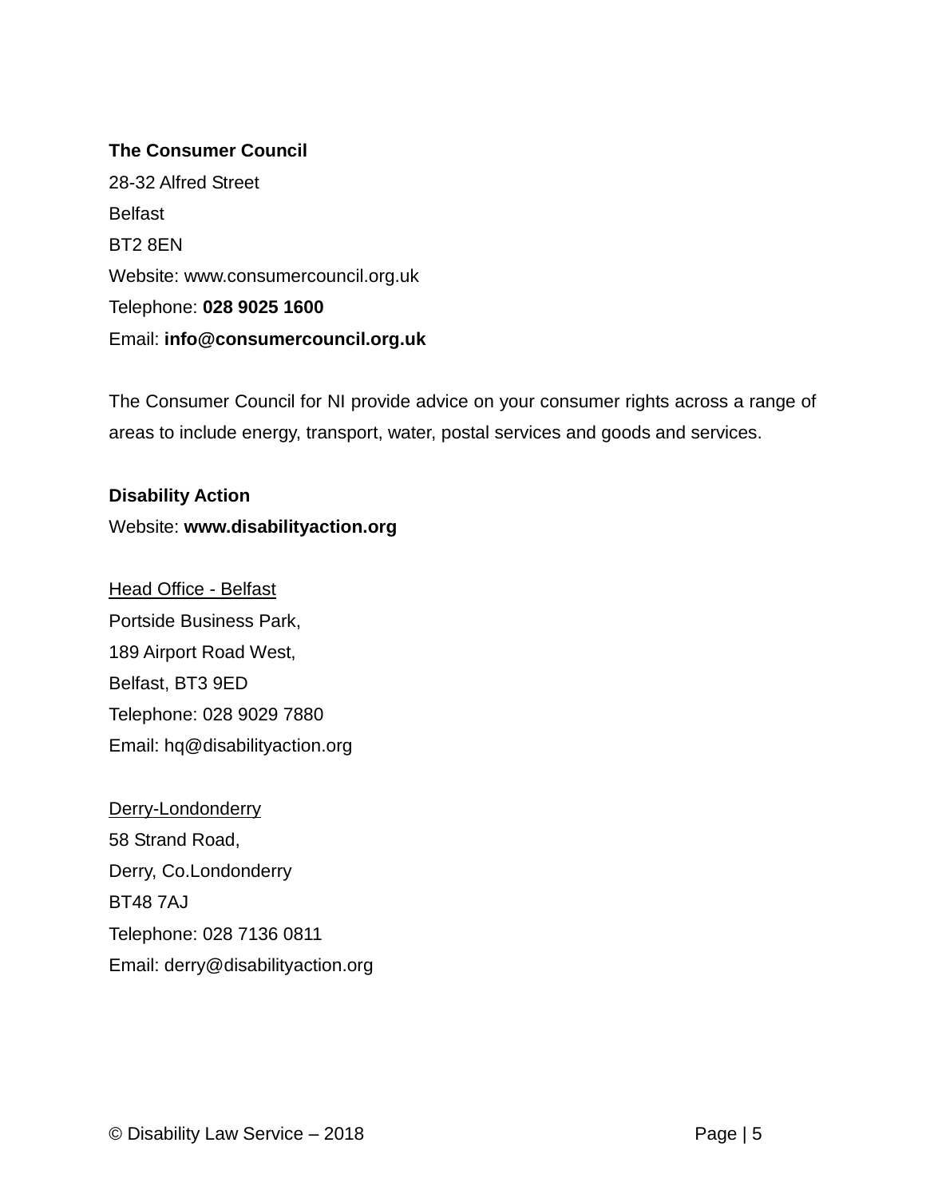**The Consumer Council**
28-32 Alfred Street
Belfast
BT2 8EN
Website: www.consumercouncil.org.uk
Telephone: **028 9025 1600**
Email: **info@consumercouncil.org.uk**

The Consumer Council for NI provide advice on your consumer rights across a range of areas to include energy, transport, water, postal services and goods and services.

**Disability Action**
Website: **www.disabilityaction.org**

<u>Head Office - Belfast</u>
Portside Business Park,
189 Airport Road West,
Belfast, BT3 9ED
Telephone: 028 9029 7880
Email: hq@disabilityaction.org

<u>Derry-Londonderry</u>
58 Strand Road,
Derry, Co.Londonderry
BT48 7AJ
Telephone: 028 7136 0811
Email: derry@disabilityaction.org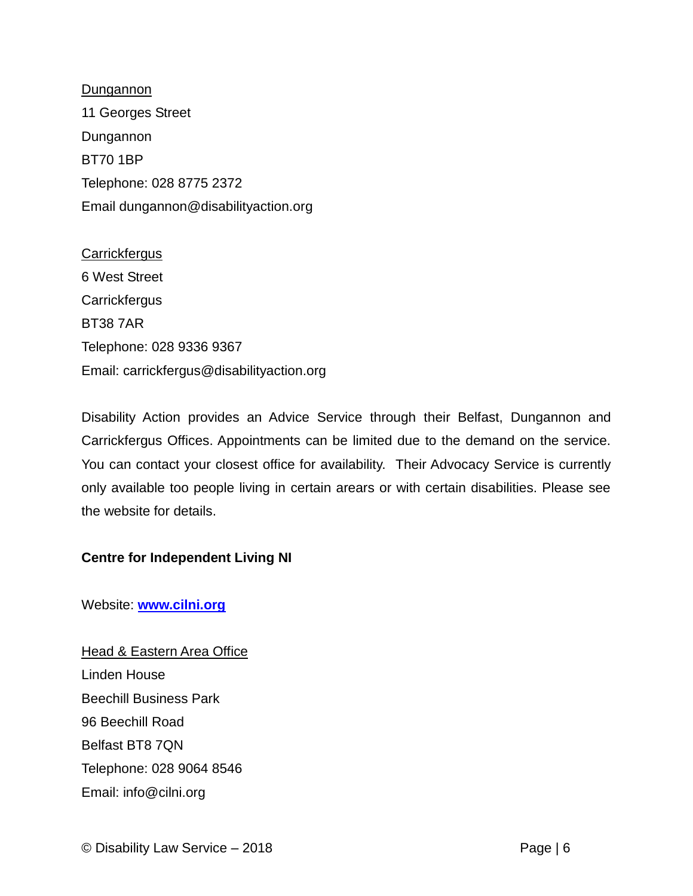Dungannon
11 Georges Street
Dungannon
BT70 1BP
Telephone: 028 8775 2372
Email dungannon@disabilityaction.org

Carrickfergus
6 West Street
Carrickfergus
BT38 7AR
Telephone: 028 9336 9367
Email: carrickfergus@disabilityaction.org

Disability Action provides an Advice Service through their Belfast, Dungannon and Carrickfergus Offices. Appointments can be limited due to the demand on the service. You can contact your closest office for availability. Their Advocacy Service is currently only available too people living in certain arears or with certain disabilities. Please see the website for details.

**Centre for Independent Living NI**

Website: **[www.cilni.org](http://www.cilni.org)**

Head & Eastern Area Office
Linden House
Beechill Business Park
96 Beechill Road
Belfast BT8 7QN
Telephone: 028 9064 8546
Email: info@cilni.org

© Disability Law Service – 2018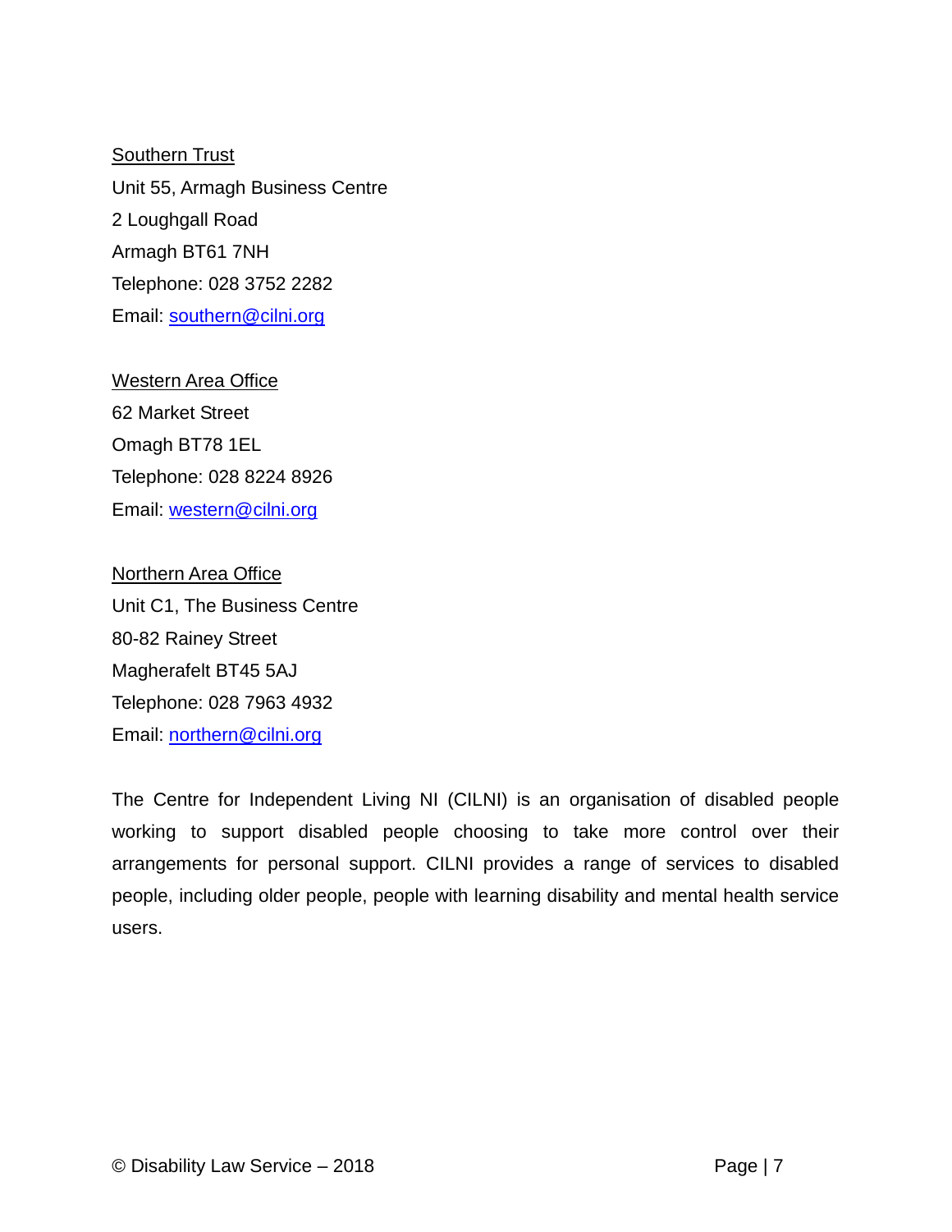Southern Trust
Unit 55, Armagh Business Centre
2 Loughgall Road
Armagh BT61 7NH
Telephone: 028 3752 2282
Email: [southern@cilni.org](mailto:southern@cilni.org)

Western Area Office
62 Market Street
Omagh BT78 1EL
Telephone: 028 8224 8926
Email: [western@cilni.org](mailto:western@cilni.org)

Northern Area Office
Unit C1, The Business Centre
80-82 Rainey Street
Magherafelt BT45 5AJ
Telephone: 028 7963 4932
Email: [northern@cilni.org](mailto:northern@cilni.org)

The Centre for Independent Living NI (CILNI) is an organisation of disabled people working to support disabled people choosing to take more control over their arrangements for personal support. CILNI provides a range of services to disabled people, including older people, people with learning disability and mental health service users.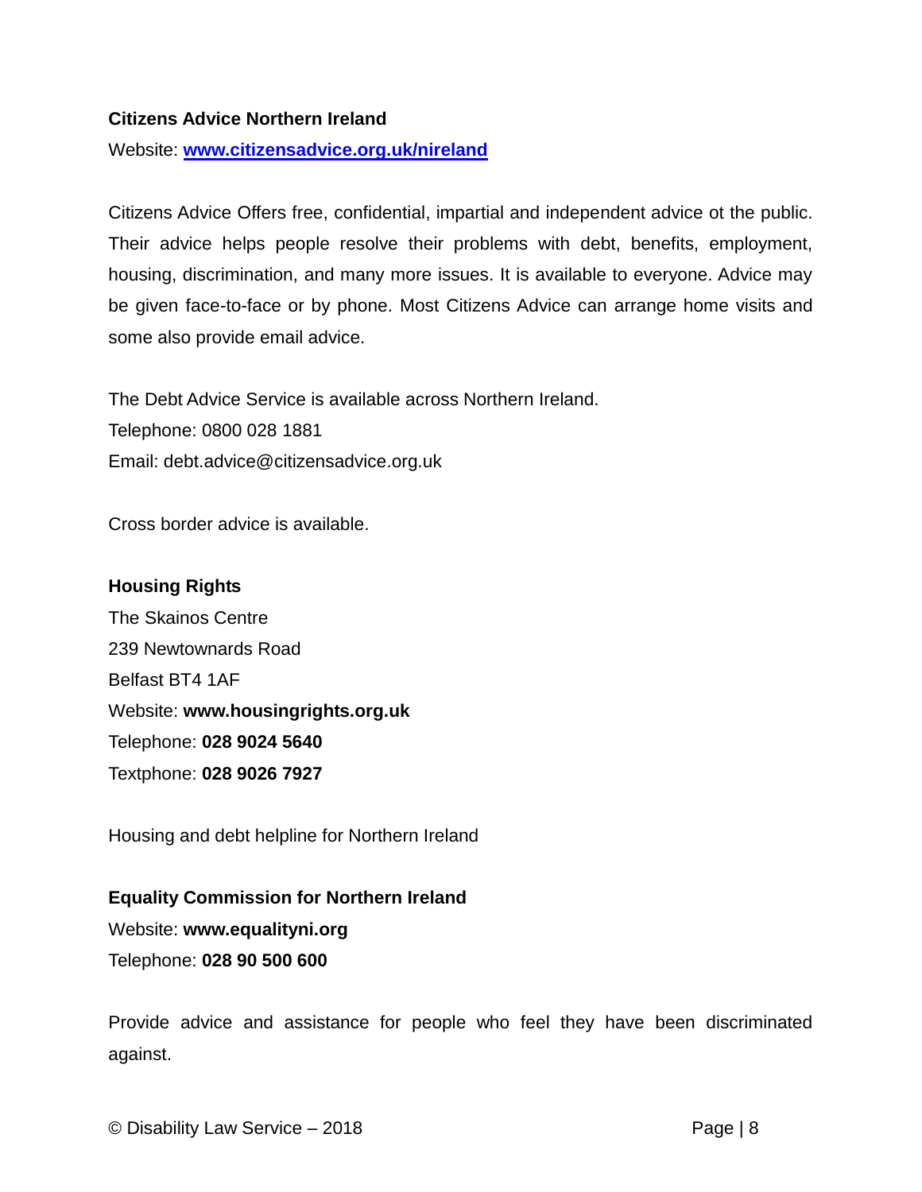**Citizens Advice Northern Ireland**

Website: **www.citizensadvice.org.uk/nireland**

Citizens Advice Offers free, confidential, impartial and independent advice ot the public. Their advice helps people resolve their problems with debt, benefits, employment, housing, discrimination, and many more issues. It is available to everyone. Advice may be given face-to-face or by phone. Most Citizens Advice can arrange home visits and some also provide email advice.

The Debt Advice Service is available across Northern Ireland.
Telephone: 0800 028 1881
Email: debt.advice@citizensadvice.org.uk

Cross border advice is available.

**Housing Rights**
The Skainos Centre
239 Newtownards Road
Belfast BT4 1AF
Website: **www.housingrights.org.uk**
Telephone: **028 9024 5640**
Textphone: **028 9026 7927**

Housing and debt helpline for Northern Ireland

**Equality Commission for Northern Ireland**
Website: **www.equalityni.org**
Telephone: **028 90 500 600**

Provide advice and assistance for people who feel they have been discriminated against.

© Disability Law Service – 2018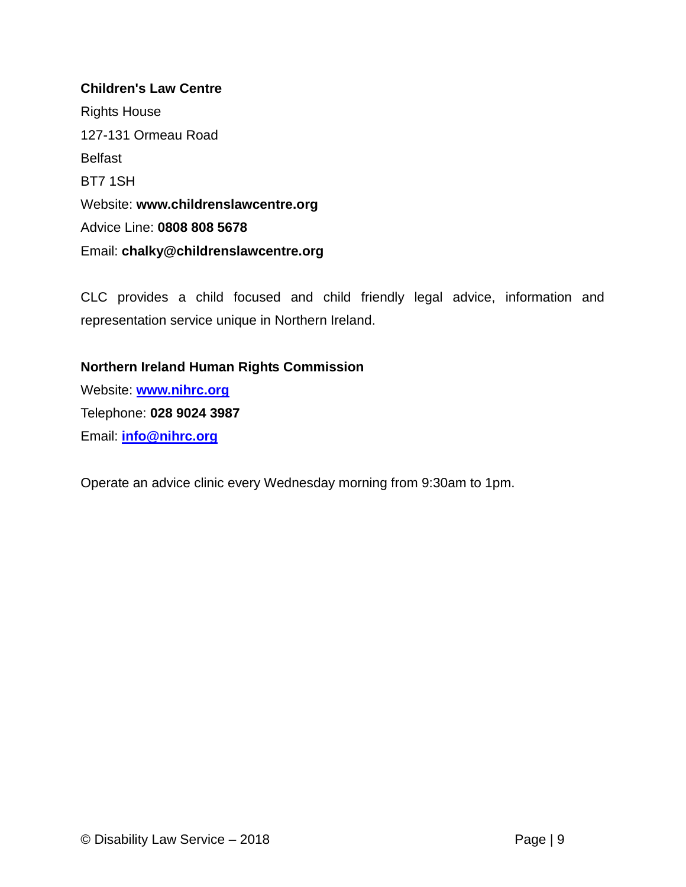**Children's Law Centre**

Rights House

127-131 Ormeau Road

Belfast

BT7 1SH

Website: **www.childrenslawcentre.org**

Advice Line: **0808 808 5678**

Email: **chalky@childrenslawcentre.org**

CLC provides a child focused and child friendly legal advice, information and representation service unique in Northern Ireland.

**Northern Ireland Human Rights Commission**

Website: **[www.nihrc.org](http://www.nihrc.org)**

Telephone: **028 9024 3987**

Email: **[info@nihrc.org](mailto:info@nihrc.org)**

Operate an advice clinic every Wednesday morning from 9:30am to 1pm.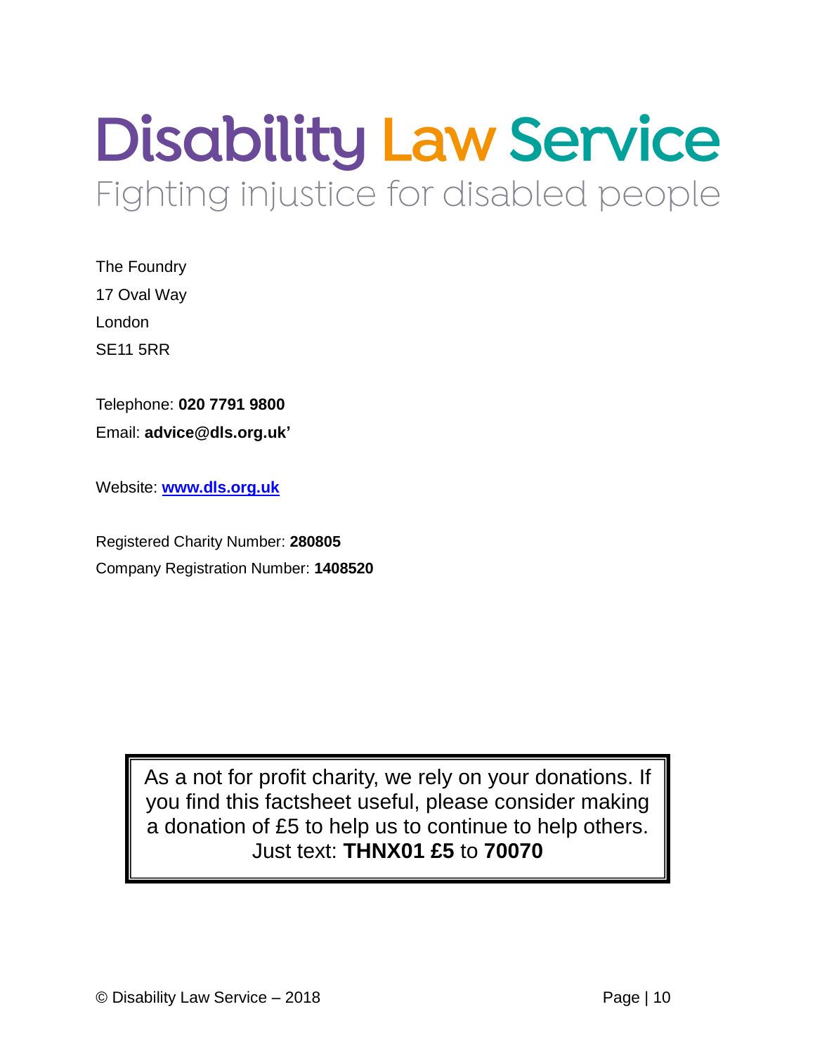# Disability Law Service

Fighting injustice for disabled people

The Foundry
17 Oval Way
London
SE11 5RR

Telephone: **020 7791 9800**
Email: **advice@dls.org.uk'**

Website: **[www.dls.org.uk](http://www.dls.org.uk)**

Registered Charity Number: **280805**
Company Registration Number: **1408520**

As a not for profit charity, we rely on your donations. If you find this factsheet useful, please consider making a donation of £5 to help us to continue to help others. Just text: **THNX01 £5** to **70070**

© Disability Law Service – 2018